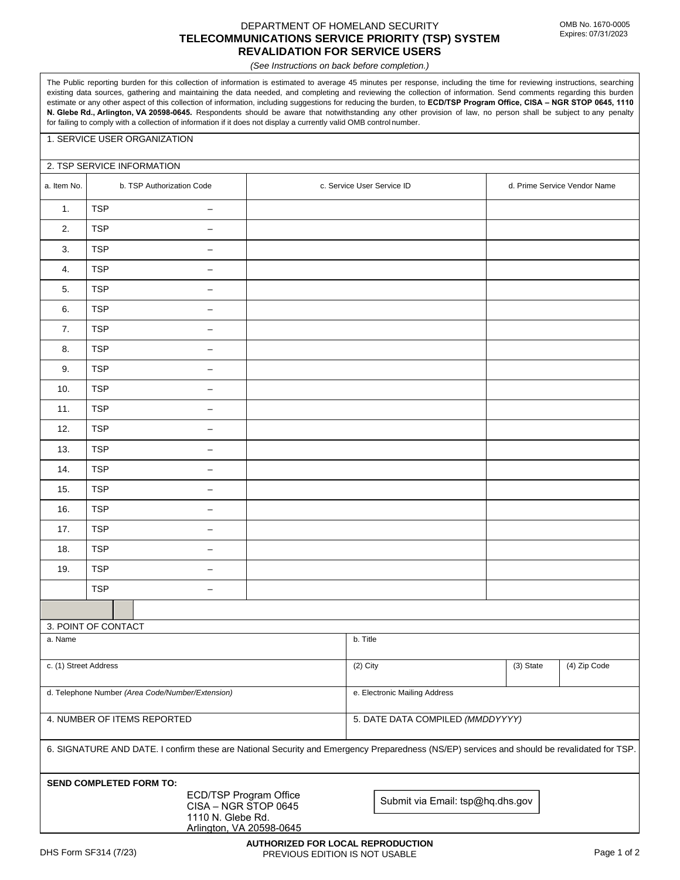DEPARTMENT OF HOMELAND SECURITY

# TELECOMMUNICATIONS SERVICE PRIORITY (TSP) SYSTEM REVALIDATION FOR SERVICE USERS

OMB No. 1670-0005
Expires: 07/31/2023

*(See Instructions on back before completion.)*

The Public reporting burden for this collection of information is estimated to average 45 minutes per response, including the time for reviewing instructions, searching existing data sources, gathering and maintaining the data needed, and completing and reviewing the collection of information. Send comments regarding this burden estimate or any other aspect of this collection of information, including suggestions for reducing the burden, to **ECD/TSP Program Office, CISA – NGR STOP 0645, 1110 N. Glebe Rd., Arlington, VA 20598-0645.** Respondents should be aware that notwithstanding any other provision of law, no person shall be subject to any penalty for failing to comply with a collection of information if it does not display a currently valid OMB control number.

1. SERVICE USER ORGANIZATION

2. TSP SERVICE INFORMATION

| a. Item No. | b. TSP Authorization Code | c. Service User Service ID | d. Prime Service Vendor Name |
|---|---|---|---|
| 1. | TSP – | | |
| 2. | TSP – | | |
| 3. | TSP – | | |
| 4. | TSP – | | |
| 5. | TSP – | | |
| 6. | TSP – | | |
| 7. | TSP – | | |
| 8. | TSP – | | |
| 9. | TSP – | | |
| 10. | TSP – | | |
| 11. | TSP – | | |
| 12. | TSP – | | |
| 13. | TSP – | | |
| 14. | TSP – | | |
| 15. | TSP – | | |
| 16. | TSP – | | |
| 17. | TSP – | | |
| 18. | TSP – | | |
| 19. | TSP – | | |
| | TSP – | | |

3. POINT OF CONTACT

| a. Name | b. Title | | |
|---|---|---|---|
| c. (1) Street Address | (2) City | (3) State | (4) Zip Code |
| d. Telephone Number *(Area Code/Number/Extension)* | e. Electronic Mailing Address | | |

| 4. NUMBER OF ITEMS REPORTED | 5. DATE DATA COMPILED *(MMDDYYYY)* |
|---|---|

6. SIGNATURE AND DATE. I confirm these are National Security and Emergency Preparedness (NS/EP) services and should be revalidated for TSP.

**SEND COMPLETED FORM TO:**

ECD/TSP Program Office
CISA – NGR STOP 0645
1110 N. Glebe Rd.
Arlington, VA 20598-0645

Submit via Email: tsp@hq.dhs.gov

DHS Form SF314 (7/23)

**AUTHORIZED FOR LOCAL REPRODUCTION**
PREVIOUS EDITION IS NOT USABLE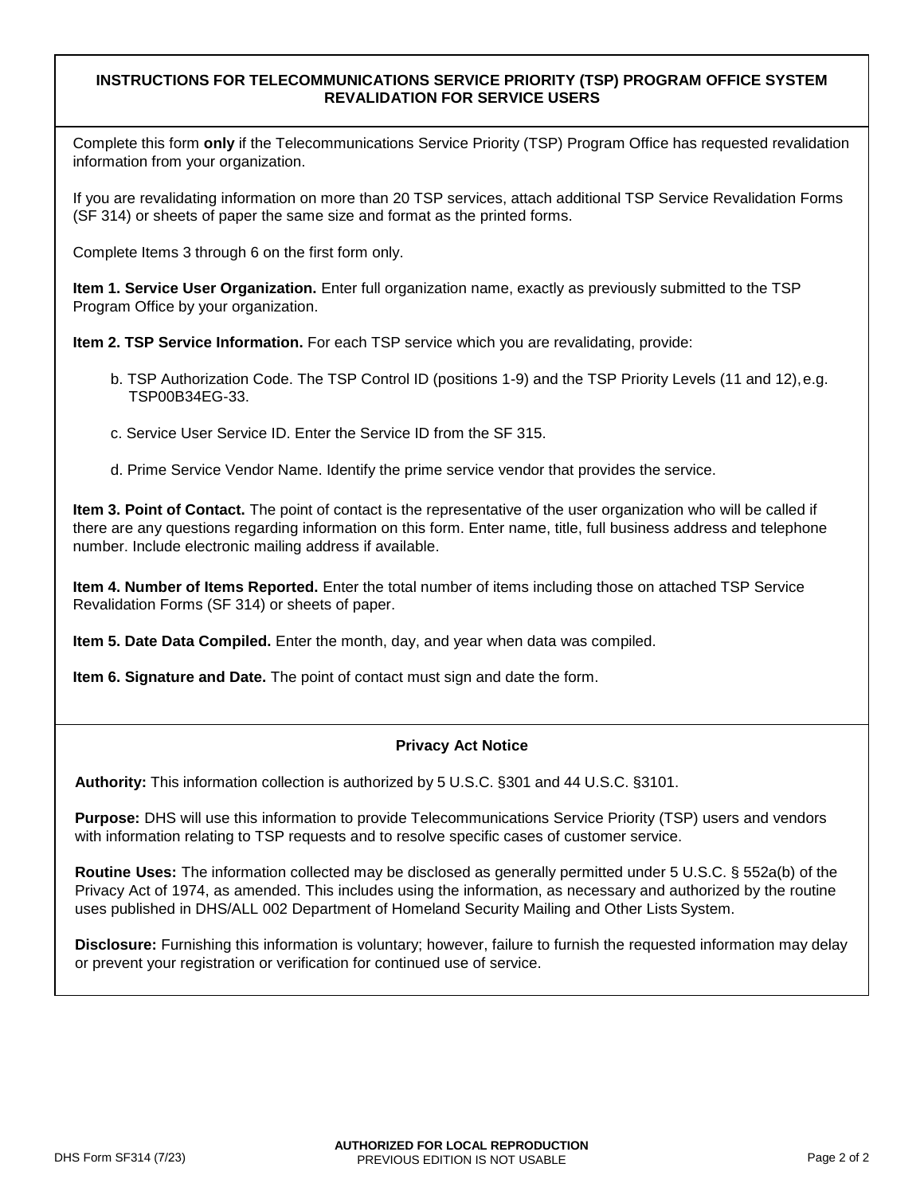## INSTRUCTIONS FOR TELECOMMUNICATIONS SERVICE PRIORITY (TSP) PROGRAM OFFICE SYSTEM REVALIDATION FOR SERVICE USERS

Complete this form **only** if the Telecommunications Service Priority (TSP) Program Office has requested revalidation information from your organization.

If you are revalidating information on more than 20 TSP services, attach additional TSP Service Revalidation Forms (SF 314) or sheets of paper the same size and format as the printed forms.

Complete Items 3 through 6 on the first form only.

**Item 1. Service User Organization.** Enter full organization name, exactly as previously submitted to the TSP Program Office by your organization.

**Item 2. TSP Service Information.** For each TSP service which you are revalidating, provide:

b. TSP Authorization Code. The TSP Control ID (positions 1-9) and the TSP Priority Levels (11 and 12), e.g. TSP00B34EG-33.

c. Service User Service ID. Enter the Service ID from the SF 315.

d. Prime Service Vendor Name. Identify the prime service vendor that provides the service.

**Item 3. Point of Contact.** The point of contact is the representative of the user organization who will be called if there are any questions regarding information on this form. Enter name, title, full business address and telephone number. Include electronic mailing address if available.

**Item 4. Number of Items Reported.** Enter the total number of items including those on attached TSP Service Revalidation Forms (SF 314) or sheets of paper.

**Item 5. Date Data Compiled.** Enter the month, day, and year when data was compiled.

**Item 6. Signature and Date.** The point of contact must sign and date the form.

### Privacy Act Notice

**Authority:** This information collection is authorized by 5 U.S.C. §301 and 44 U.S.C. §3101.

**Purpose:** DHS will use this information to provide Telecommunications Service Priority (TSP) users and vendors with information relating to TSP requests and to resolve specific cases of customer service.

**Routine Uses:** The information collected may be disclosed as generally permitted under 5 U.S.C. § 552a(b) of the Privacy Act of 1974, as amended. This includes using the information, as necessary and authorized by the routine uses published in DHS/ALL 002 Department of Homeland Security Mailing and Other Lists System.

**Disclosure:** Furnishing this information is voluntary; however, failure to furnish the requested information may delay or prevent your registration or verification for continued use of service.

DHS Form SF314 (7/23)

**AUTHORIZED FOR LOCAL REPRODUCTION**
PREVIOUS EDITION IS NOT USABLE